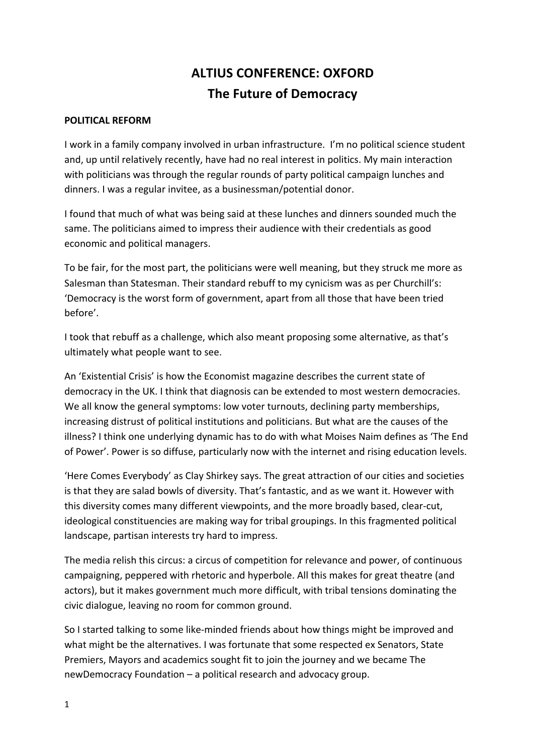# ALTIUS CONFERENCE: OXFORD
## The Future of Democracy

### POLITICAL REFORM

I work in a family company involved in urban infrastructure. I'm no political science student and, up until relatively recently, have had no real interest in politics. My main interaction with politicians was through the regular rounds of party political campaign lunches and dinners. I was a regular invitee, as a businessman/potential donor.

I found that much of what was being said at these lunches and dinners sounded much the same. The politicians aimed to impress their audience with their credentials as good economic and political managers.

To be fair, for the most part, the politicians were well meaning, but they struck me more as Salesman than Statesman. Their standard rebuff to my cynicism was as per Churchill's: 'Democracy is the worst form of government, apart from all those that have been tried before'.

I took that rebuff as a challenge, which also meant proposing some alternative, as that's ultimately what people want to see.

An 'Existential Crisis' is how the Economist magazine describes the current state of democracy in the UK. I think that diagnosis can be extended to most western democracies. We all know the general symptoms: low voter turnouts, declining party memberships, increasing distrust of political institutions and politicians. But what are the causes of the illness? I think one underlying dynamic has to do with what Moises Naim defines as 'The End of Power'. Power is so diffuse, particularly now with the internet and rising education levels.

'Here Comes Everybody' as Clay Shirkey says. The great attraction of our cities and societies is that they are salad bowls of diversity. That's fantastic, and as we want it. However with this diversity comes many different viewpoints, and the more broadly based, clear-cut, ideological constituencies are making way for tribal groupings. In this fragmented political landscape, partisan interests try hard to impress.

The media relish this circus: a circus of competition for relevance and power, of continuous campaigning, peppered with rhetoric and hyperbole. All this makes for great theatre (and actors), but it makes government much more difficult, with tribal tensions dominating the civic dialogue, leaving no room for common ground.

So I started talking to some like-minded friends about how things might be improved and what might be the alternatives. I was fortunate that some respected ex Senators, State Premiers, Mayors and academics sought fit to join the journey and we became The newDemocracy Foundation – a political research and advocacy group.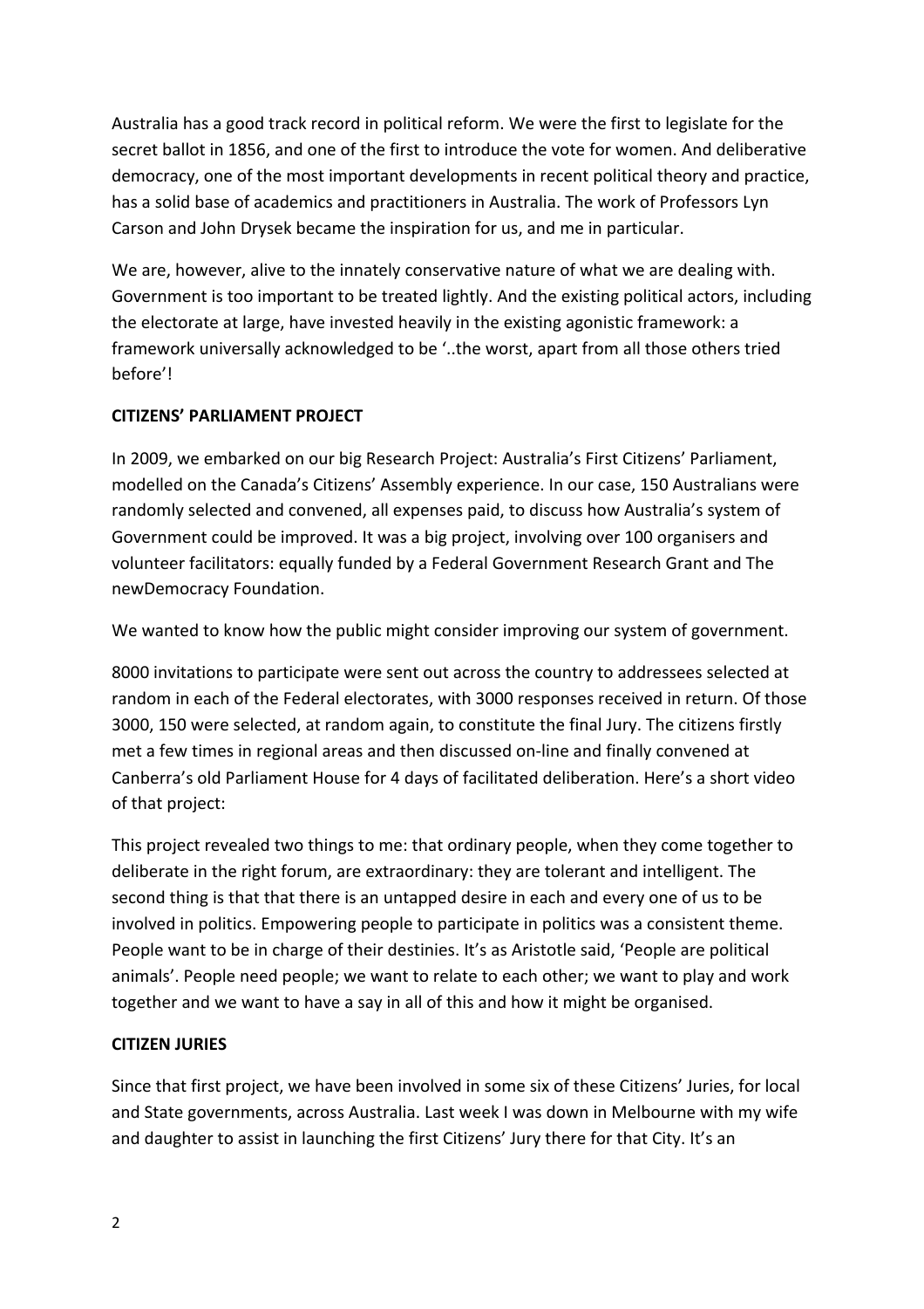Australia has a good track record in political reform. We were the first to legislate for the secret ballot in 1856, and one of the first to introduce the vote for women. And deliberative democracy, one of the most important developments in recent political theory and practice, has a solid base of academics and practitioners in Australia. The work of Professors Lyn Carson and John Drysek became the inspiration for us, and me in particular.

We are, however, alive to the innately conservative nature of what we are dealing with. Government is too important to be treated lightly. And the existing political actors, including the electorate at large, have invested heavily in the existing agonistic framework: a framework universally acknowledged to be '..the worst, apart from all those others tried before'!

**CITIZENS' PARLIAMENT PROJECT**

In 2009, we embarked on our big Research Project: Australia's First Citizens' Parliament, modelled on the Canada's Citizens' Assembly experience. In our case, 150 Australians were randomly selected and convened, all expenses paid, to discuss how Australia's system of Government could be improved. It was a big project, involving over 100 organisers and volunteer facilitators: equally funded by a Federal Government Research Grant and The newDemocracy Foundation.

We wanted to know how the public might consider improving our system of government.

8000 invitations to participate were sent out across the country to addressees selected at random in each of the Federal electorates, with 3000 responses received in return. Of those 3000, 150 were selected, at random again, to constitute the final Jury. The citizens firstly met a few times in regional areas and then discussed on-line and finally convened at Canberra's old Parliament House for 4 days of facilitated deliberation. Here's a short video of that project:

This project revealed two things to me: that ordinary people, when they come together to deliberate in the right forum, are extraordinary: they are tolerant and intelligent. The second thing is that that there is an untapped desire in each and every one of us to be involved in politics. Empowering people to participate in politics was a consistent theme. People want to be in charge of their destinies. It's as Aristotle said, 'People are political animals'. People need people; we want to relate to each other; we want to play and work together and we want to have a say in all of this and how it might be organised.

**CITIZEN JURIES**

Since that first project, we have been involved in some six of these Citizens' Juries, for local and State governments, across Australia. Last week I was down in Melbourne with my wife and daughter to assist in launching the first Citizens' Jury there for that City. It's an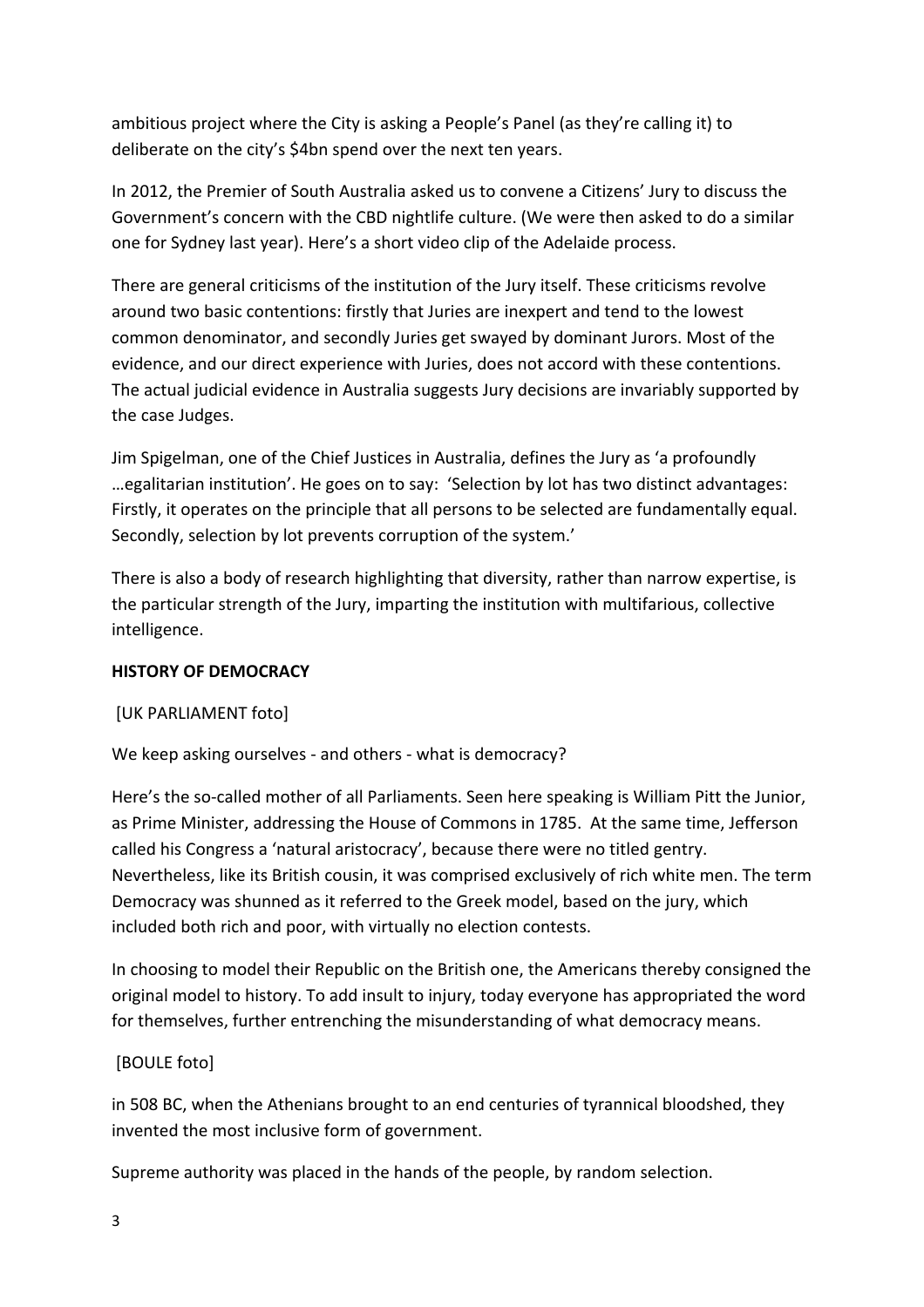ambitious project where the City is asking a People's Panel (as they're calling it) to deliberate on the city's $4bn spend over the next ten years.

In 2012, the Premier of South Australia asked us to convene a Citizens' Jury to discuss the Government's concern with the CBD nightlife culture. (We were then asked to do a similar one for Sydney last year). Here's a short video clip of the Adelaide process.

There are general criticisms of the institution of the Jury itself. These criticisms revolve around two basic contentions: firstly that Juries are inexpert and tend to the lowest common denominator, and secondly Juries get swayed by dominant Jurors. Most of the evidence, and our direct experience with Juries, does not accord with these contentions. The actual judicial evidence in Australia suggests Jury decisions are invariably supported by the case Judges.

Jim Spigelman, one of the Chief Justices in Australia, defines the Jury as 'a profoundly …egalitarian institution'. He goes on to say: 'Selection by lot has two distinct advantages: Firstly, it operates on the principle that all persons to be selected are fundamentally equal. Secondly, selection by lot prevents corruption of the system.'

There is also a body of research highlighting that diversity, rather than narrow expertise, is the particular strength of the Jury, imparting the institution with multifarious, collective intelligence.

**HISTORY OF DEMOCRACY**

[UK PARLIAMENT foto]

We keep asking ourselves - and others - what is democracy?

Here's the so-called mother of all Parliaments. Seen here speaking is William Pitt the Junior, as Prime Minister, addressing the House of Commons in 1785. At the same time, Jefferson called his Congress a 'natural aristocracy', because there were no titled gentry. Nevertheless, like its British cousin, it was comprised exclusively of rich white men. The term Democracy was shunned as it referred to the Greek model, based on the jury, which included both rich and poor, with virtually no election contests.

In choosing to model their Republic on the British one, the Americans thereby consigned the original model to history. To add insult to injury, today everyone has appropriated the word for themselves, further entrenching the misunderstanding of what democracy means.

[BOULE foto]

in 508 BC, when the Athenians brought to an end centuries of tyrannical bloodshed, they invented the most inclusive form of government.

Supreme authority was placed in the hands of the people, by random selection.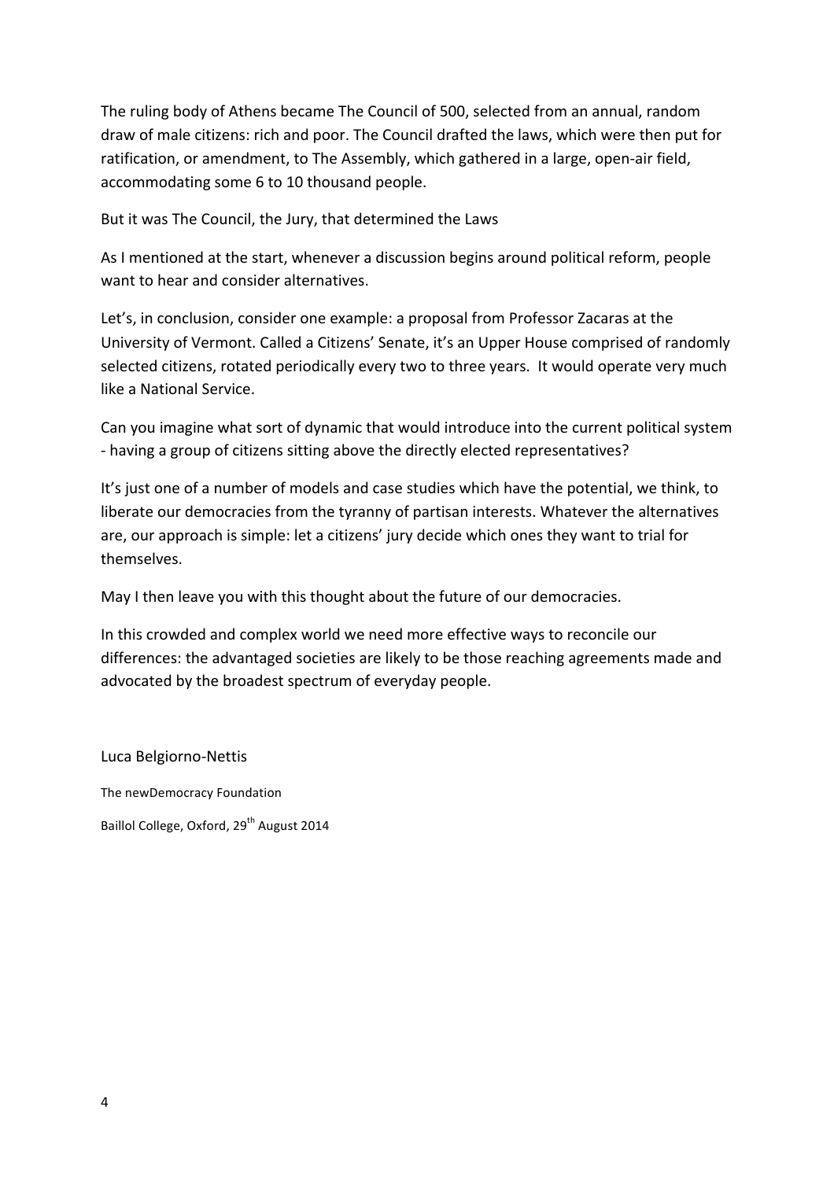The ruling body of Athens became The Council of 500, selected from an annual, random draw of male citizens: rich and poor. The Council drafted the laws, which were then put for ratification, or amendment, to The Assembly, which gathered in a large, open-air field, accommodating some 6 to 10 thousand people.

But it was The Council, the Jury, that determined the Laws

As I mentioned at the start, whenever a discussion begins around political reform, people want to hear and consider alternatives.

Let's, in conclusion, consider one example: a proposal from Professor Zacaras at the University of Vermont. Called a Citizens' Senate, it's an Upper House comprised of randomly selected citizens, rotated periodically every two to three years. It would operate very much like a National Service.

Can you imagine what sort of dynamic that would introduce into the current political system - having a group of citizens sitting above the directly elected representatives?

It's just one of a number of models and case studies which have the potential, we think, to liberate our democracies from the tyranny of partisan interests. Whatever the alternatives are, our approach is simple: let a citizens' jury decide which ones they want to trial for themselves.

May I then leave you with this thought about the future of our democracies.

In this crowded and complex world we need more effective ways to reconcile our differences: the advantaged societies are likely to be those reaching agreements made and advocated by the broadest spectrum of everyday people.

Luca Belgiorno-Nettis

The newDemocracy Foundation

Baillol College, Oxford, 29th August 2014